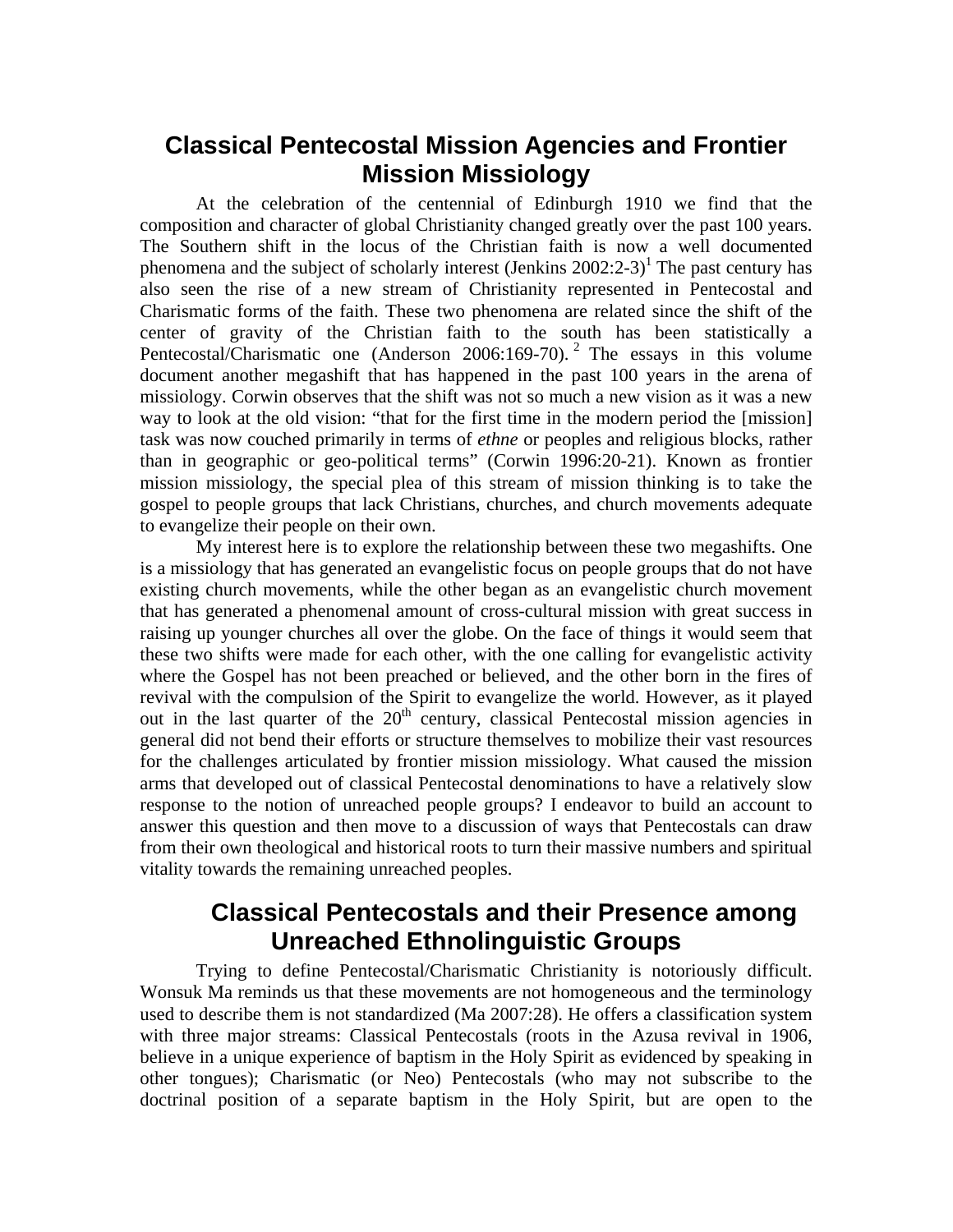# Classical Pentecostal Mission Agencies and Frontier Mission Missiology

At the celebration of the centennial of Edinburgh 1910 we find that the composition and character of global Christianity changed greatly over the past 100 years. The Southern shift in the locus of the Christian faith is now a well documented phenomena and the subject of scholarly interest (Jenkins 2002:2-3)[1] The past century has also seen the rise of a new stream of Christianity represented in Pentecostal and Charismatic forms of the faith. These two phenomena are related since the shift of the center of gravity of the Christian faith to the south has been statistically a Pentecostal/Charismatic one (Anderson 2006:169-70).[2] The essays in this volume document another megashift that has happened in the past 100 years in the arena of missiology. Corwin observes that the shift was not so much a new vision as it was a new way to look at the old vision: "that for the first time in the modern period the [mission] task was now couched primarily in terms of *ethne* or peoples and religious blocks, rather than in geographic or geo-political terms" (Corwin 1996:20-21). Known as frontier mission missiology, the special plea of this stream of mission thinking is to take the gospel to people groups that lack Christians, churches, and church movements adequate to evangelize their people on their own.

My interest here is to explore the relationship between these two megashifts. One is a missiology that has generated an evangelistic focus on people groups that do not have existing church movements, while the other began as an evangelistic church movement that has generated a phenomenal amount of cross-cultural mission with great success in raising up younger churches all over the globe. On the face of things it would seem that these two shifts were made for each other, with the one calling for evangelistic activity where the Gospel has not been preached or believed, and the other born in the fires of revival with the compulsion of the Spirit to evangelize the world. However, as it played out in the last quarter of the 20th century, classical Pentecostal mission agencies in general did not bend their efforts or structure themselves to mobilize their vast resources for the challenges articulated by frontier mission missiology. What caused the mission arms that developed out of classical Pentecostal denominations to have a relatively slow response to the notion of unreached people groups? I endeavor to build an account to answer this question and then move to a discussion of ways that Pentecostals can draw from their own theological and historical roots to turn their massive numbers and spiritual vitality towards the remaining unreached peoples.

## Classical Pentecostals and their Presence among Unreached Ethnolinguistic Groups

Trying to define Pentecostal/Charismatic Christianity is notoriously difficult. Wonsuk Ma reminds us that these movements are not homogeneous and the terminology used to describe them is not standardized (Ma 2007:28). He offers a classification system with three major streams: Classical Pentecostals (roots in the Azusa revival in 1906, believe in a unique experience of baptism in the Holy Spirit as evidenced by speaking in other tongues); Charismatic (or Neo) Pentecostals (who may not subscribe to the doctrinal position of a separate baptism in the Holy Spirit, but are open to the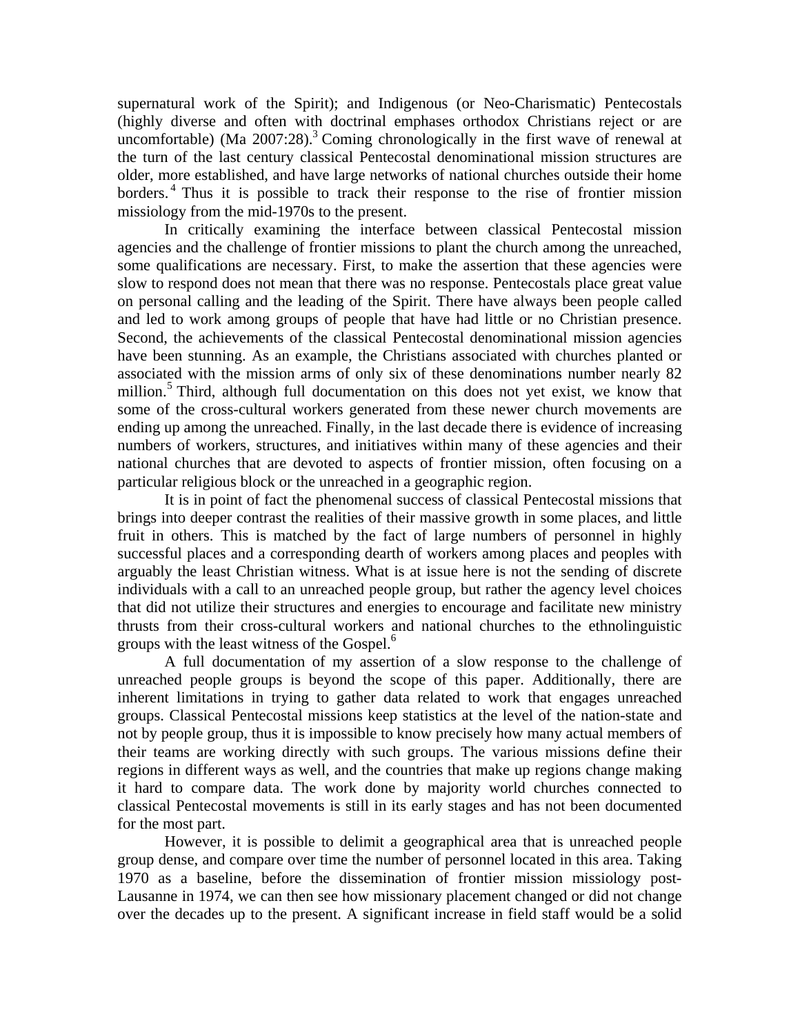supernatural work of the Spirit); and Indigenous (or Neo-Charismatic) Pentecostals (highly diverse and often with doctrinal emphases orthodox Christians reject or are uncomfortable) (Ma 2007:28).[3] Coming chronologically in the first wave of renewal at the turn of the last century classical Pentecostal denominational mission structures are older, more established, and have large networks of national churches outside their home borders.[4] Thus it is possible to track their response to the rise of frontier mission missiology from the mid-1970s to the present.

In critically examining the interface between classical Pentecostal mission agencies and the challenge of frontier missions to plant the church among the unreached, some qualifications are necessary. First, to make the assertion that these agencies were slow to respond does not mean that there was no response. Pentecostals place great value on personal calling and the leading of the Spirit. There have always been people called and led to work among groups of people that have had little or no Christian presence. Second, the achievements of the classical Pentecostal denominational mission agencies have been stunning. As an example, the Christians associated with churches planted or associated with the mission arms of only six of these denominations number nearly 82 million.[5] Third, although full documentation on this does not yet exist, we know that some of the cross-cultural workers generated from these newer church movements are ending up among the unreached. Finally, in the last decade there is evidence of increasing numbers of workers, structures, and initiatives within many of these agencies and their national churches that are devoted to aspects of frontier mission, often focusing on a particular religious block or the unreached in a geographic region.

It is in point of fact the phenomenal success of classical Pentecostal missions that brings into deeper contrast the realities of their massive growth in some places, and little fruit in others. This is matched by the fact of large numbers of personnel in highly successful places and a corresponding dearth of workers among places and peoples with arguably the least Christian witness. What is at issue here is not the sending of discrete individuals with a call to an unreached people group, but rather the agency level choices that did not utilize their structures and energies to encourage and facilitate new ministry thrusts from their cross-cultural workers and national churches to the ethnolinguistic groups with the least witness of the Gospel.[6]

A full documentation of my assertion of a slow response to the challenge of unreached people groups is beyond the scope of this paper. Additionally, there are inherent limitations in trying to gather data related to work that engages unreached groups. Classical Pentecostal missions keep statistics at the level of the nation-state and not by people group, thus it is impossible to know precisely how many actual members of their teams are working directly with such groups. The various missions define their regions in different ways as well, and the countries that make up regions change making it hard to compare data. The work done by majority world churches connected to classical Pentecostal movements is still in its early stages and has not been documented for the most part.

However, it is possible to delimit a geographical area that is unreached people group dense, and compare over time the number of personnel located in this area. Taking 1970 as a baseline, before the dissemination of frontier mission missiology post-Lausanne in 1974, we can then see how missionary placement changed or did not change over the decades up to the present. A significant increase in field staff would be a solid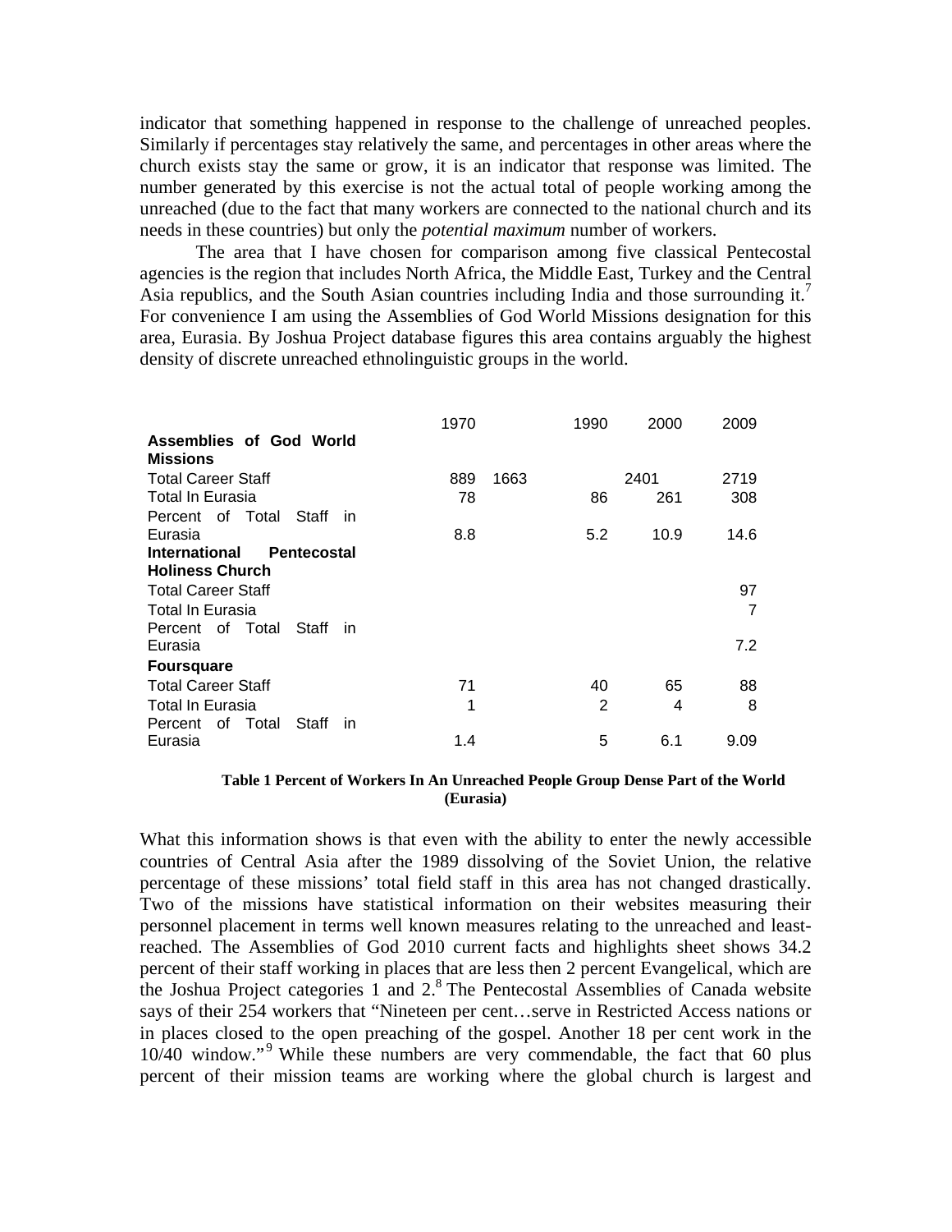indicator that something happened in response to the challenge of unreached peoples. Similarly if percentages stay relatively the same, and percentages in other areas where the church exists stay the same or grow, it is an indicator that response was limited. The number generated by this exercise is not the actual total of people working among the unreached (due to the fact that many workers are connected to the national church and its needs in these countries) but only the *potential maximum* number of workers.

The area that I have chosen for comparison among five classical Pentecostal agencies is the region that includes North Africa, the Middle East, Turkey and the Central Asia republics, and the South Asian countries including India and those surrounding it.[7] For convenience I am using the Assemblies of God World Missions designation for this area, Eurasia. By Joshua Project database figures this area contains arguably the highest density of discrete unreached ethnolinguistic groups in the world.

| | 1970 | 1990 | 2000 | 2009 |
|---|---|---|---|---|
| **Assemblies of God World Missions** | | | | |
| Total Career Staff | 889 | 1663 | 2401 | 2719 |
| Total In Eurasia | 78 | 86 | 261 | 308 |
| Percent of Total Staff in Eurasia | 8.8 | 5.2 | 10.9 | 14.6 |
| **International Pentecostal Holiness Church** | | | | |
| Total Career Staff | | | | 97 |
| Total In Eurasia | | | | 7 |
| Percent of Total Staff in Eurasia | | | | 7.2 |
| **Foursquare** | | | | |
| Total Career Staff | 71 | 40 | 65 | 88 |
| Total In Eurasia | 1 | 2 | 4 | 8 |
| Percent of Total Staff in Eurasia | 1.4 | 5 | 6.1 | 9.09 |

**Table 1 Percent of Workers In An Unreached People Group Dense Part of the World (Eurasia)**

What this information shows is that even with the ability to enter the newly accessible countries of Central Asia after the 1989 dissolving of the Soviet Union, the relative percentage of these missions' total field staff in this area has not changed drastically. Two of the missions have statistical information on their websites measuring their personnel placement in terms well known measures relating to the unreached and least-reached. The Assemblies of God 2010 current facts and highlights sheet shows 34.2 percent of their staff working in places that are less then 2 percent Evangelical, which are the Joshua Project categories 1 and 2.[8] The Pentecostal Assemblies of Canada website says of their 254 workers that "Nineteen per cent…serve in Restricted Access nations or in places closed to the open preaching of the gospel. Another 18 per cent work in the 10/40 window."[9] While these numbers are very commendable, the fact that 60 plus percent of their mission teams are working where the global church is largest and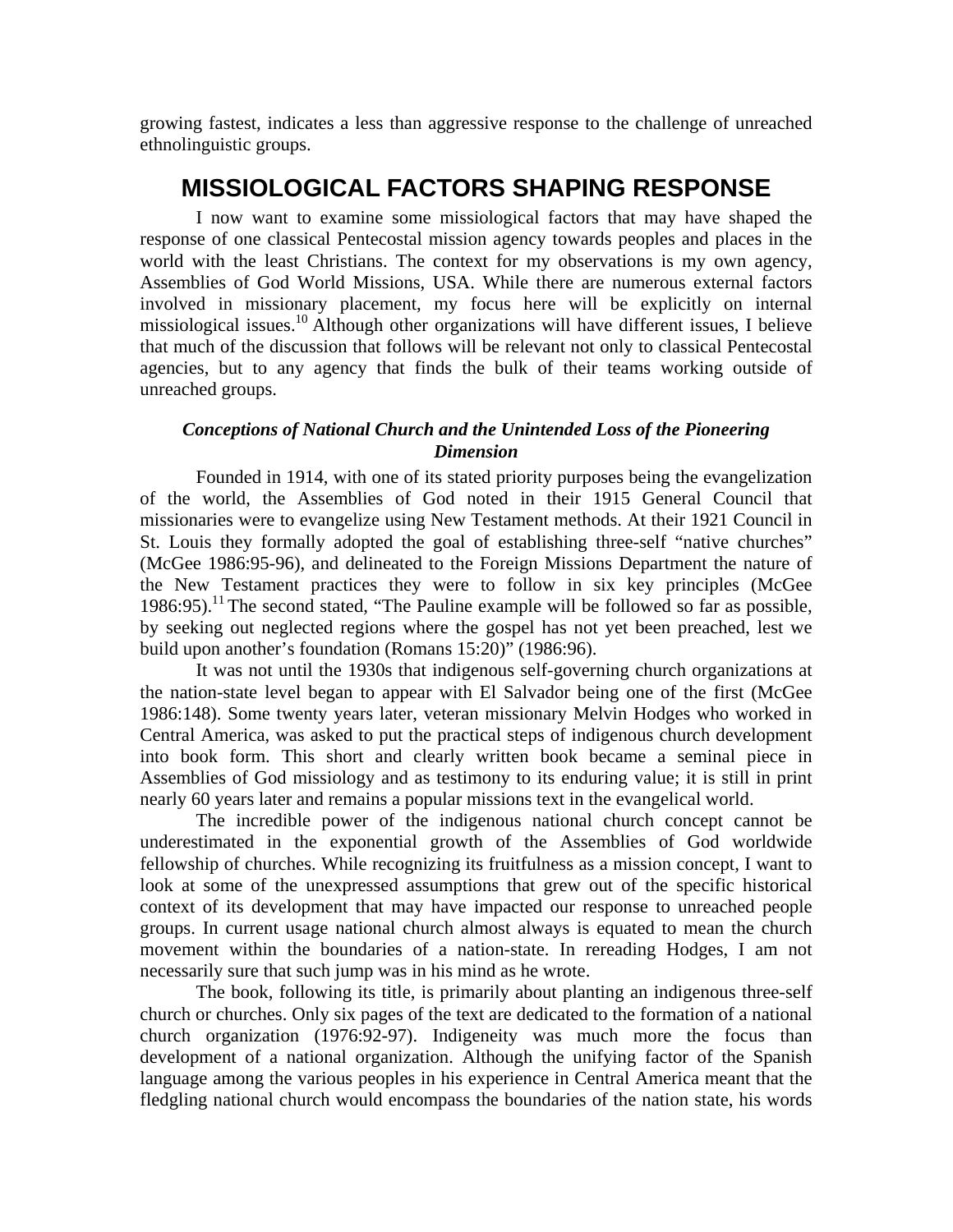growing fastest, indicates a less than aggressive response to the challenge of unreached ethnolinguistic groups.

## MISSIOLOGICAL FACTORS SHAPING RESPONSE

I now want to examine some missiological factors that may have shaped the response of one classical Pentecostal mission agency towards peoples and places in the world with the least Christians. The context for my observations is my own agency, Assemblies of God World Missions, USA. While there are numerous external factors involved in missionary placement, my focus here will be explicitly on internal missiological issues.[10] Although other organizations will have different issues, I believe that much of the discussion that follows will be relevant not only to classical Pentecostal agencies, but to any agency that finds the bulk of their teams working outside of unreached groups.

### *Conceptions of National Church and the Unintended Loss of the Pioneering Dimension*

Founded in 1914, with one of its stated priority purposes being the evangelization of the world, the Assemblies of God noted in their 1915 General Council that missionaries were to evangelize using New Testament methods. At their 1921 Council in St. Louis they formally adopted the goal of establishing three-self "native churches" (McGee 1986:95-96), and delineated to the Foreign Missions Department the nature of the New Testament practices they were to follow in six key principles (McGee 1986:95).[11] The second stated, "The Pauline example will be followed so far as possible, by seeking out neglected regions where the gospel has not yet been preached, lest we build upon another's foundation (Romans 15:20)" (1986:96).

It was not until the 1930s that indigenous self-governing church organizations at the nation-state level began to appear with El Salvador being one of the first (McGee 1986:148). Some twenty years later, veteran missionary Melvin Hodges who worked in Central America, was asked to put the practical steps of indigenous church development into book form. This short and clearly written book became a seminal piece in Assemblies of God missiology and as testimony to its enduring value; it is still in print nearly 60 years later and remains a popular missions text in the evangelical world.

The incredible power of the indigenous national church concept cannot be underestimated in the exponential growth of the Assemblies of God worldwide fellowship of churches. While recognizing its fruitfulness as a mission concept, I want to look at some of the unexpressed assumptions that grew out of the specific historical context of its development that may have impacted our response to unreached people groups. In current usage national church almost always is equated to mean the church movement within the boundaries of a nation-state. In rereading Hodges, I am not necessarily sure that such jump was in his mind as he wrote.

The book, following its title, is primarily about planting an indigenous three-self church or churches. Only six pages of the text are dedicated to the formation of a national church organization (1976:92-97). Indigeneity was much more the focus than development of a national organization. Although the unifying factor of the Spanish language among the various peoples in his experience in Central America meant that the fledgling national church would encompass the boundaries of the nation state, his words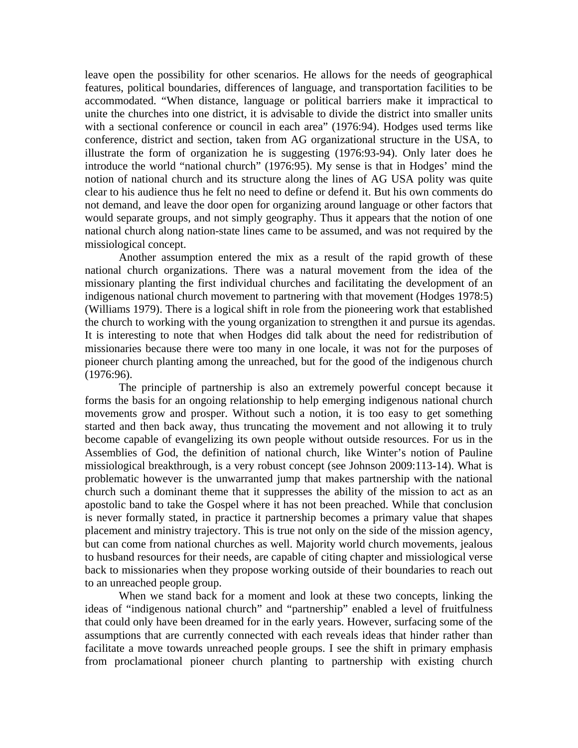leave open the possibility for other scenarios. He allows for the needs of geographical features, political boundaries, differences of language, and transportation facilities to be accommodated. "When distance, language or political barriers make it impractical to unite the churches into one district, it is advisable to divide the district into smaller units with a sectional conference or council in each area" (1976:94). Hodges used terms like conference, district and section, taken from AG organizational structure in the USA, to illustrate the form of organization he is suggesting (1976:93-94). Only later does he introduce the world "national church" (1976:95). My sense is that in Hodges' mind the notion of national church and its structure along the lines of AG USA polity was quite clear to his audience thus he felt no need to define or defend it. But his own comments do not demand, and leave the door open for organizing around language or other factors that would separate groups, and not simply geography. Thus it appears that the notion of one national church along nation-state lines came to be assumed, and was not required by the missiological concept.

Another assumption entered the mix as a result of the rapid growth of these national church organizations. There was a natural movement from the idea of the missionary planting the first individual churches and facilitating the development of an indigenous national church movement to partnering with that movement (Hodges 1978:5) (Williams 1979). There is a logical shift in role from the pioneering work that established the church to working with the young organization to strengthen it and pursue its agendas. It is interesting to note that when Hodges did talk about the need for redistribution of missionaries because there were too many in one locale, it was not for the purposes of pioneer church planting among the unreached, but for the good of the indigenous church (1976:96).

The principle of partnership is also an extremely powerful concept because it forms the basis for an ongoing relationship to help emerging indigenous national church movements grow and prosper. Without such a notion, it is too easy to get something started and then back away, thus truncating the movement and not allowing it to truly become capable of evangelizing its own people without outside resources. For us in the Assemblies of God, the definition of national church, like Winter's notion of Pauline missiological breakthrough, is a very robust concept (see Johnson 2009:113-14). What is problematic however is the unwarranted jump that makes partnership with the national church such a dominant theme that it suppresses the ability of the mission to act as an apostolic band to take the Gospel where it has not been preached. While that conclusion is never formally stated, in practice it partnership becomes a primary value that shapes placement and ministry trajectory. This is true not only on the side of the mission agency, but can come from national churches as well. Majority world church movements, jealous to husband resources for their needs, are capable of citing chapter and missiological verse back to missionaries when they propose working outside of their boundaries to reach out to an unreached people group.

When we stand back for a moment and look at these two concepts, linking the ideas of "indigenous national church" and "partnership" enabled a level of fruitfulness that could only have been dreamed for in the early years. However, surfacing some of the assumptions that are currently connected with each reveals ideas that hinder rather than facilitate a move towards unreached people groups. I see the shift in primary emphasis from proclamational pioneer church planting to partnership with existing church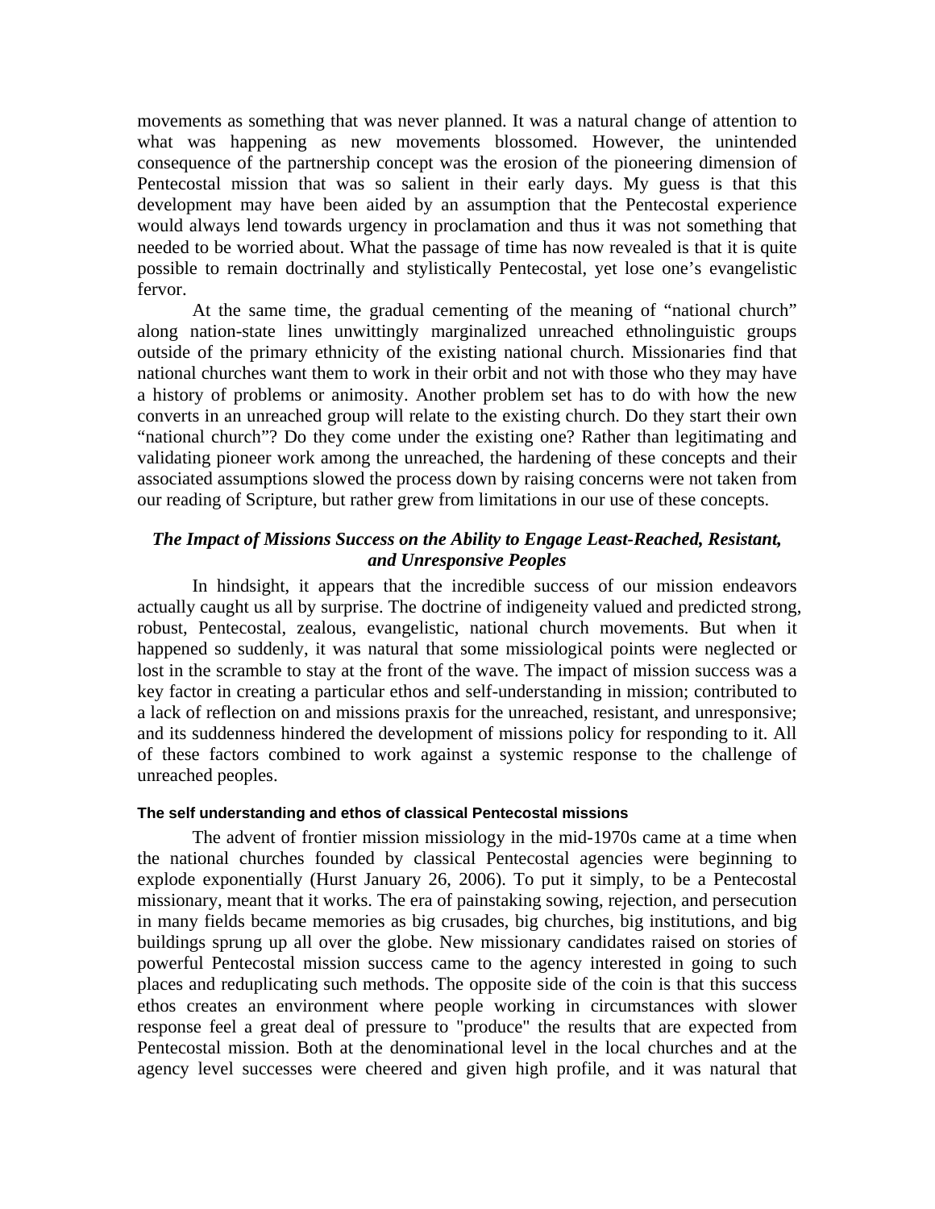movements as something that was never planned. It was a natural change of attention to what was happening as new movements blossomed. However, the unintended consequence of the partnership concept was the erosion of the pioneering dimension of Pentecostal mission that was so salient in their early days. My guess is that this development may have been aided by an assumption that the Pentecostal experience would always lend towards urgency in proclamation and thus it was not something that needed to be worried about. What the passage of time has now revealed is that it is quite possible to remain doctrinally and stylistically Pentecostal, yet lose one's evangelistic fervor.

At the same time, the gradual cementing of the meaning of "national church" along nation-state lines unwittingly marginalized unreached ethnolinguistic groups outside of the primary ethnicity of the existing national church. Missionaries find that national churches want them to work in their orbit and not with those who they may have a history of problems or animosity. Another problem set has to do with how the new converts in an unreached group will relate to the existing church. Do they start their own "national church"? Do they come under the existing one? Rather than legitimating and validating pioneer work among the unreached, the hardening of these concepts and their associated assumptions slowed the process down by raising concerns were not taken from our reading of Scripture, but rather grew from limitations in our use of these concepts.

### *The Impact of Missions Success on the Ability to Engage Least-Reached, Resistant, and Unresponsive Peoples*

In hindsight, it appears that the incredible success of our mission endeavors actually caught us all by surprise. The doctrine of indigeneity valued and predicted strong, robust, Pentecostal, zealous, evangelistic, national church movements. But when it happened so suddenly, it was natural that some missiological points were neglected or lost in the scramble to stay at the front of the wave. The impact of mission success was a key factor in creating a particular ethos and self-understanding in mission; contributed to a lack of reflection on and missions praxis for the unreached, resistant, and unresponsive; and its suddenness hindered the development of missions policy for responding to it. All of these factors combined to work against a systemic response to the challenge of unreached peoples.

#### The self understanding and ethos of classical Pentecostal missions

The advent of frontier mission missiology in the mid-1970s came at a time when the national churches founded by classical Pentecostal agencies were beginning to explode exponentially (Hurst January 26, 2006). To put it simply, to be a Pentecostal missionary, meant that it works. The era of painstaking sowing, rejection, and persecution in many fields became memories as big crusades, big churches, big institutions, and big buildings sprung up all over the globe. New missionary candidates raised on stories of powerful Pentecostal mission success came to the agency interested in going to such places and reduplicating such methods. The opposite side of the coin is that this success ethos creates an environment where people working in circumstances with slower response feel a great deal of pressure to "produce" the results that are expected from Pentecostal mission. Both at the denominational level in the local churches and at the agency level successes were cheered and given high profile, and it was natural that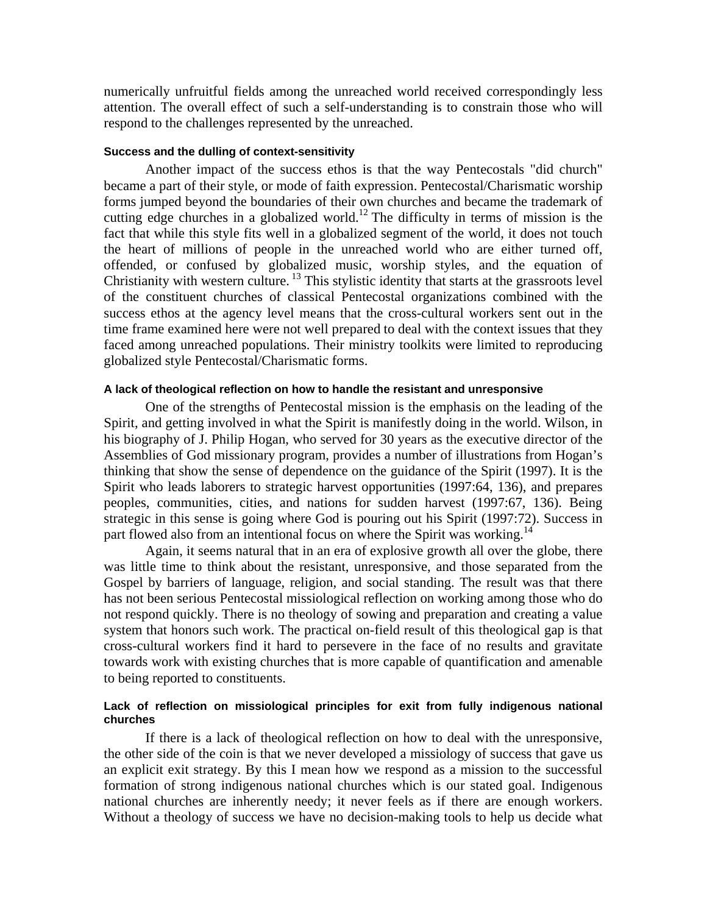numerically unfruitful fields among the unreached world received correspondingly less attention. The overall effect of such a self-understanding is to constrain those who will respond to the challenges represented by the unreached.

#### Success and the dulling of context-sensitivity

Another impact of the success ethos is that the way Pentecostals "did church" became a part of their style, or mode of faith expression. Pentecostal/Charismatic worship forms jumped beyond the boundaries of their own churches and became the trademark of cutting edge churches in a globalized world.[12] The difficulty in terms of mission is the fact that while this style fits well in a globalized segment of the world, it does not touch the heart of millions of people in the unreached world who are either turned off, offended, or confused by globalized music, worship styles, and the equation of Christianity with western culture.[13] This stylistic identity that starts at the grassroots level of the constituent churches of classical Pentecostal organizations combined with the success ethos at the agency level means that the cross-cultural workers sent out in the time frame examined here were not well prepared to deal with the context issues that they faced among unreached populations. Their ministry toolkits were limited to reproducing globalized style Pentecostal/Charismatic forms.

#### A lack of theological reflection on how to handle the resistant and unresponsive

One of the strengths of Pentecostal mission is the emphasis on the leading of the Spirit, and getting involved in what the Spirit is manifestly doing in the world. Wilson, in his biography of J. Philip Hogan, who served for 30 years as the executive director of the Assemblies of God missionary program, provides a number of illustrations from Hogan's thinking that show the sense of dependence on the guidance of the Spirit (1997). It is the Spirit who leads laborers to strategic harvest opportunities (1997:64, 136), and prepares peoples, communities, cities, and nations for sudden harvest (1997:67, 136). Being strategic in this sense is going where God is pouring out his Spirit (1997:72). Success in part flowed also from an intentional focus on where the Spirit was working.[14]

Again, it seems natural that in an era of explosive growth all over the globe, there was little time to think about the resistant, unresponsive, and those separated from the Gospel by barriers of language, religion, and social standing. The result was that there has not been serious Pentecostal missiological reflection on working among those who do not respond quickly. There is no theology of sowing and preparation and creating a value system that honors such work. The practical on-field result of this theological gap is that cross-cultural workers find it hard to persevere in the face of no results and gravitate towards work with existing churches that is more capable of quantification and amenable to being reported to constituents.

#### Lack of reflection on missiological principles for exit from fully indigenous national churches

If there is a lack of theological reflection on how to deal with the unresponsive, the other side of the coin is that we never developed a missiology of success that gave us an explicit exit strategy. By this I mean how we respond as a mission to the successful formation of strong indigenous national churches which is our stated goal. Indigenous national churches are inherently needy; it never feels as if there are enough workers. Without a theology of success we have no decision-making tools to help us decide what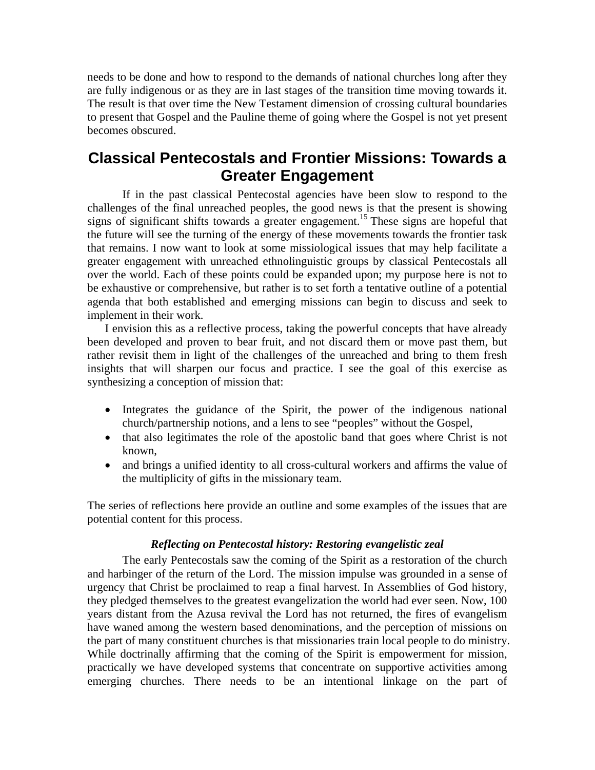needs to be done and how to respond to the demands of national churches long after they are fully indigenous or as they are in last stages of the transition time moving towards it. The result is that over time the New Testament dimension of crossing cultural boundaries to present that Gospel and the Pauline theme of going where the Gospel is not yet present becomes obscured.

## Classical Pentecostals and Frontier Missions: Towards a Greater Engagement

If in the past classical Pentecostal agencies have been slow to respond to the challenges of the final unreached peoples, the good news is that the present is showing signs of significant shifts towards a greater engagement.[15] These signs are hopeful that the future will see the turning of the energy of these movements towards the frontier task that remains. I now want to look at some missiological issues that may help facilitate a greater engagement with unreached ethnolinguistic groups by classical Pentecostals all over the world. Each of these points could be expanded upon; my purpose here is not to be exhaustive or comprehensive, but rather is to set forth a tentative outline of a potential agenda that both established and emerging missions can begin to discuss and seek to implement in their work.

I envision this as a reflective process, taking the powerful concepts that have already been developed and proven to bear fruit, and not discard them or move past them, but rather revisit them in light of the challenges of the unreached and bring to them fresh insights that will sharpen our focus and practice. I see the goal of this exercise as synthesizing a conception of mission that:

- Integrates the guidance of the Spirit, the power of the indigenous national church/partnership notions, and a lens to see "peoples" without the Gospel,
- that also legitimates the role of the apostolic band that goes where Christ is not known,
- and brings a unified identity to all cross-cultural workers and affirms the value of the multiplicity of gifts in the missionary team.

The series of reflections here provide an outline and some examples of the issues that are potential content for this process.

### *Reflecting on Pentecostal history: Restoring evangelistic zeal*

The early Pentecostals saw the coming of the Spirit as a restoration of the church and harbinger of the return of the Lord. The mission impulse was grounded in a sense of urgency that Christ be proclaimed to reap a final harvest. In Assemblies of God history, they pledged themselves to the greatest evangelization the world had ever seen. Now, 100 years distant from the Azusa revival the Lord has not returned, the fires of evangelism have waned among the western based denominations, and the perception of missions on the part of many constituent churches is that missionaries train local people to do ministry. While doctrinally affirming that the coming of the Spirit is empowerment for mission, practically we have developed systems that concentrate on supportive activities among emerging churches. There needs to be an intentional linkage on the part of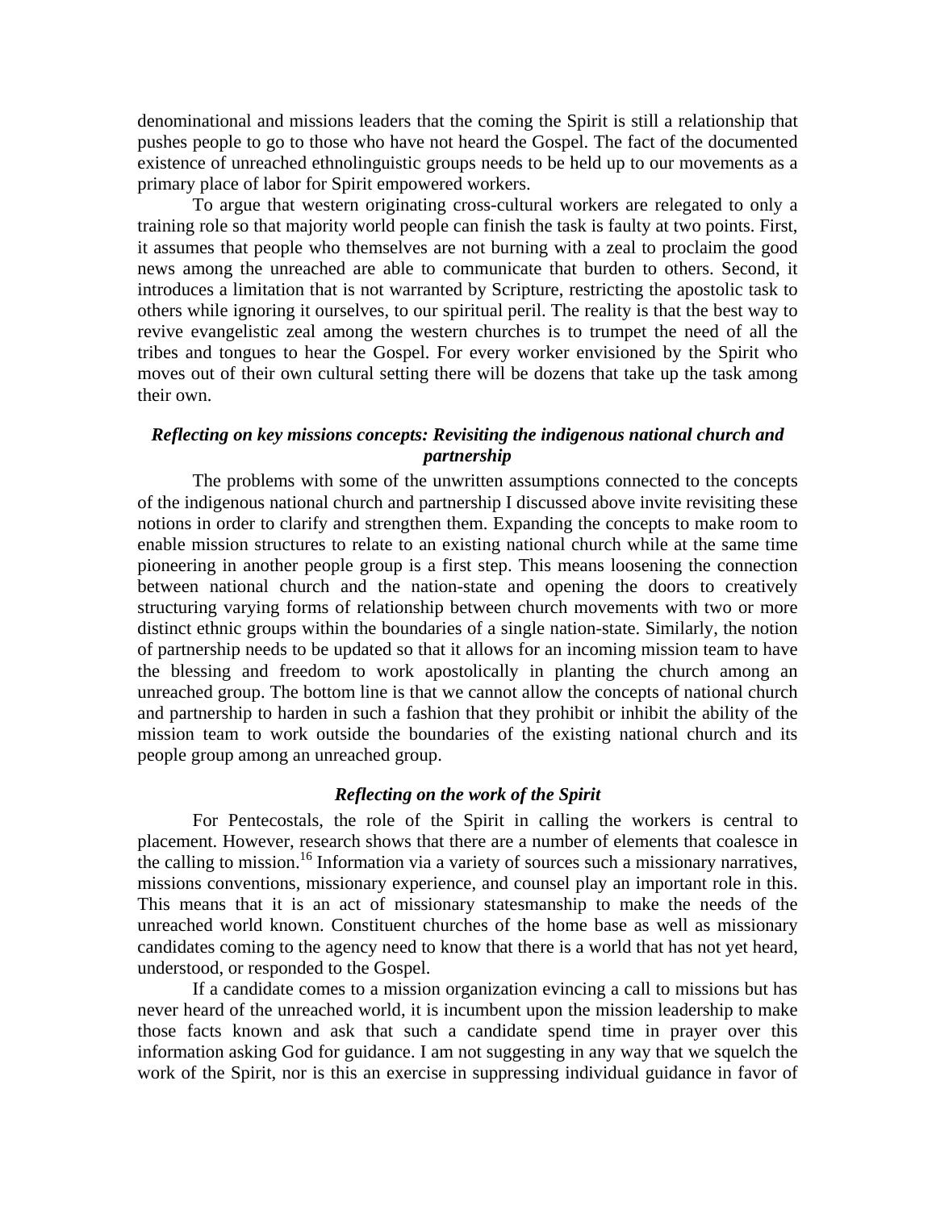denominational and missions leaders that the coming the Spirit is still a relationship that pushes people to go to those who have not heard the Gospel. The fact of the documented existence of unreached ethnolinguistic groups needs to be held up to our movements as a primary place of labor for Spirit empowered workers.

To argue that western originating cross-cultural workers are relegated to only a training role so that majority world people can finish the task is faulty at two points. First, it assumes that people who themselves are not burning with a zeal to proclaim the good news among the unreached are able to communicate that burden to others. Second, it introduces a limitation that is not warranted by Scripture, restricting the apostolic task to others while ignoring it ourselves, to our spiritual peril. The reality is that the best way to revive evangelistic zeal among the western churches is to trumpet the need of all the tribes and tongues to hear the Gospel. For every worker envisioned by the Spirit who moves out of their own cultural setting there will be dozens that take up the task among their own.

### *Reflecting on key missions concepts: Revisiting the indigenous national church and partnership*

The problems with some of the unwritten assumptions connected to the concepts of the indigenous national church and partnership I discussed above invite revisiting these notions in order to clarify and strengthen them. Expanding the concepts to make room to enable mission structures to relate to an existing national church while at the same time pioneering in another people group is a first step. This means loosening the connection between national church and the nation-state and opening the doors to creatively structuring varying forms of relationship between church movements with two or more distinct ethnic groups within the boundaries of a single nation-state. Similarly, the notion of partnership needs to be updated so that it allows for an incoming mission team to have the blessing and freedom to work apostolically in planting the church among an unreached group. The bottom line is that we cannot allow the concepts of national church and partnership to harden in such a fashion that they prohibit or inhibit the ability of the mission team to work outside the boundaries of the existing national church and its people group among an unreached group.

### *Reflecting on the work of the Spirit*

For Pentecostals, the role of the Spirit in calling the workers is central to placement. However, research shows that there are a number of elements that coalesce in the calling to mission.[16] Information via a variety of sources such a missionary narratives, missions conventions, missionary experience, and counsel play an important role in this. This means that it is an act of missionary statesmanship to make the needs of the unreached world known. Constituent churches of the home base as well as missionary candidates coming to the agency need to know that there is a world that has not yet heard, understood, or responded to the Gospel.

If a candidate comes to a mission organization evincing a call to missions but has never heard of the unreached world, it is incumbent upon the mission leadership to make those facts known and ask that such a candidate spend time in prayer over this information asking God for guidance. I am not suggesting in any way that we squelch the work of the Spirit, nor is this an exercise in suppressing individual guidance in favor of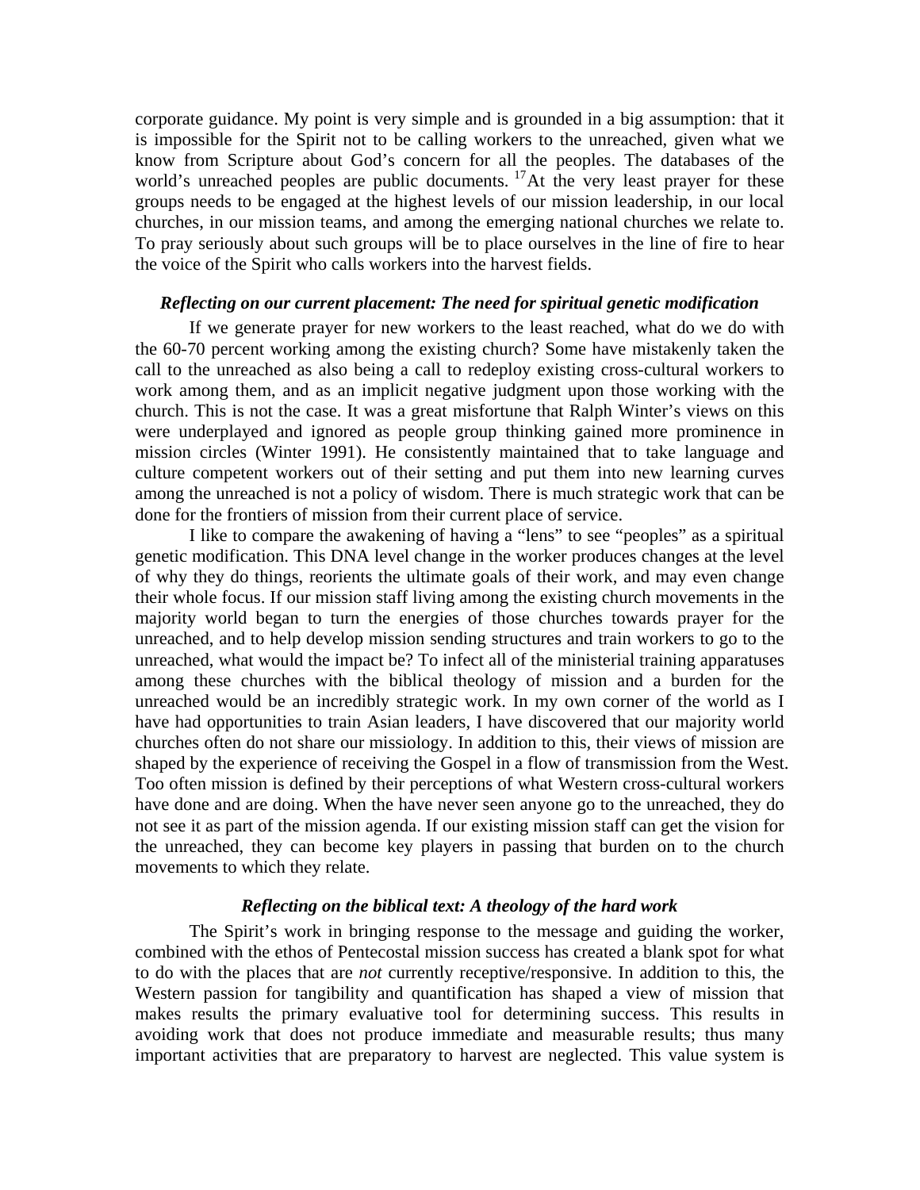corporate guidance. My point is very simple and is grounded in a big assumption: that it is impossible for the Spirit not to be calling workers to the unreached, given what we know from Scripture about God's concern for all the peoples. The databases of the world's unreached peoples are public documents. [17]At the very least prayer for these groups needs to be engaged at the highest levels of our mission leadership, in our local churches, in our mission teams, and among the emerging national churches we relate to. To pray seriously about such groups will be to place ourselves in the line of fire to hear the voice of the Spirit who calls workers into the harvest fields.

### *Reflecting on our current placement: The need for spiritual genetic modification*

If we generate prayer for new workers to the least reached, what do we do with the 60-70 percent working among the existing church? Some have mistakenly taken the call to the unreached as also being a call to redeploy existing cross-cultural workers to work among them, and as an implicit negative judgment upon those working with the church. This is not the case. It was a great misfortune that Ralph Winter's views on this were underplayed and ignored as people group thinking gained more prominence in mission circles (Winter 1991). He consistently maintained that to take language and culture competent workers out of their setting and put them into new learning curves among the unreached is not a policy of wisdom. There is much strategic work that can be done for the frontiers of mission from their current place of service.

I like to compare the awakening of having a "lens" to see "peoples" as a spiritual genetic modification. This DNA level change in the worker produces changes at the level of why they do things, reorients the ultimate goals of their work, and may even change their whole focus. If our mission staff living among the existing church movements in the majority world began to turn the energies of those churches towards prayer for the unreached, and to help develop mission sending structures and train workers to go to the unreached, what would the impact be? To infect all of the ministerial training apparatuses among these churches with the biblical theology of mission and a burden for the unreached would be an incredibly strategic work. In my own corner of the world as I have had opportunities to train Asian leaders, I have discovered that our majority world churches often do not share our missiology. In addition to this, their views of mission are shaped by the experience of receiving the Gospel in a flow of transmission from the West. Too often mission is defined by their perceptions of what Western cross-cultural workers have done and are doing. When the have never seen anyone go to the unreached, they do not see it as part of the mission agenda. If our existing mission staff can get the vision for the unreached, they can become key players in passing that burden on to the church movements to which they relate.

### *Reflecting on the biblical text: A theology of the hard work*

The Spirit's work in bringing response to the message and guiding the worker, combined with the ethos of Pentecostal mission success has created a blank spot for what to do with the places that are *not* currently receptive/responsive. In addition to this, the Western passion for tangibility and quantification has shaped a view of mission that makes results the primary evaluative tool for determining success. This results in avoiding work that does not produce immediate and measurable results; thus many important activities that are preparatory to harvest are neglected. This value system is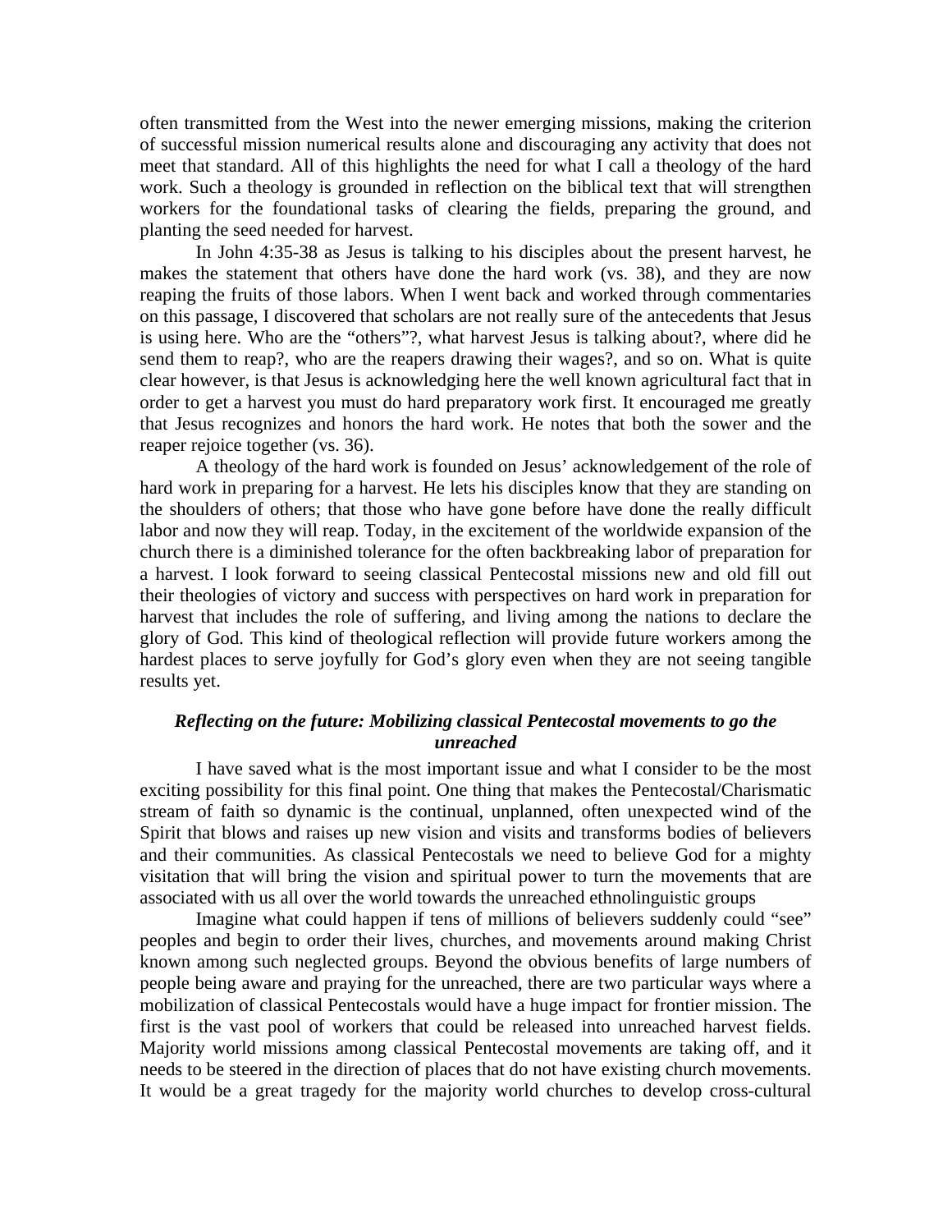often transmitted from the West into the newer emerging missions, making the criterion of successful mission numerical results alone and discouraging any activity that does not meet that standard. All of this highlights the need for what I call a theology of the hard work. Such a theology is grounded in reflection on the biblical text that will strengthen workers for the foundational tasks of clearing the fields, preparing the ground, and planting the seed needed for harvest.

In John 4:35-38 as Jesus is talking to his disciples about the present harvest, he makes the statement that others have done the hard work (vs. 38), and they are now reaping the fruits of those labors. When I went back and worked through commentaries on this passage, I discovered that scholars are not really sure of the antecedents that Jesus is using here. Who are the "others"?, what harvest Jesus is talking about?, where did he send them to reap?, who are the reapers drawing their wages?, and so on. What is quite clear however, is that Jesus is acknowledging here the well known agricultural fact that in order to get a harvest you must do hard preparatory work first. It encouraged me greatly that Jesus recognizes and honors the hard work. He notes that both the sower and the reaper rejoice together (vs. 36).

A theology of the hard work is founded on Jesus' acknowledgement of the role of hard work in preparing for a harvest. He lets his disciples know that they are standing on the shoulders of others; that those who have gone before have done the really difficult labor and now they will reap. Today, in the excitement of the worldwide expansion of the church there is a diminished tolerance for the often backbreaking labor of preparation for a harvest. I look forward to seeing classical Pentecostal missions new and old fill out their theologies of victory and success with perspectives on hard work in preparation for harvest that includes the role of suffering, and living among the nations to declare the glory of God. This kind of theological reflection will provide future workers among the hardest places to serve joyfully for God's glory even when they are not seeing tangible results yet.

### *Reflecting on the future: Mobilizing classical Pentecostal movements to go the unreached*

I have saved what is the most important issue and what I consider to be the most exciting possibility for this final point. One thing that makes the Pentecostal/Charismatic stream of faith so dynamic is the continual, unplanned, often unexpected wind of the Spirit that blows and raises up new vision and visits and transforms bodies of believers and their communities. As classical Pentecostals we need to believe God for a mighty visitation that will bring the vision and spiritual power to turn the movements that are associated with us all over the world towards the unreached ethnolinguistic groups

Imagine what could happen if tens of millions of believers suddenly could "see" peoples and begin to order their lives, churches, and movements around making Christ known among such neglected groups. Beyond the obvious benefits of large numbers of people being aware and praying for the unreached, there are two particular ways where a mobilization of classical Pentecostals would have a huge impact for frontier mission. The first is the vast pool of workers that could be released into unreached harvest fields. Majority world missions among classical Pentecostal movements are taking off, and it needs to be steered in the direction of places that do not have existing church movements. It would be a great tragedy for the majority world churches to develop cross-cultural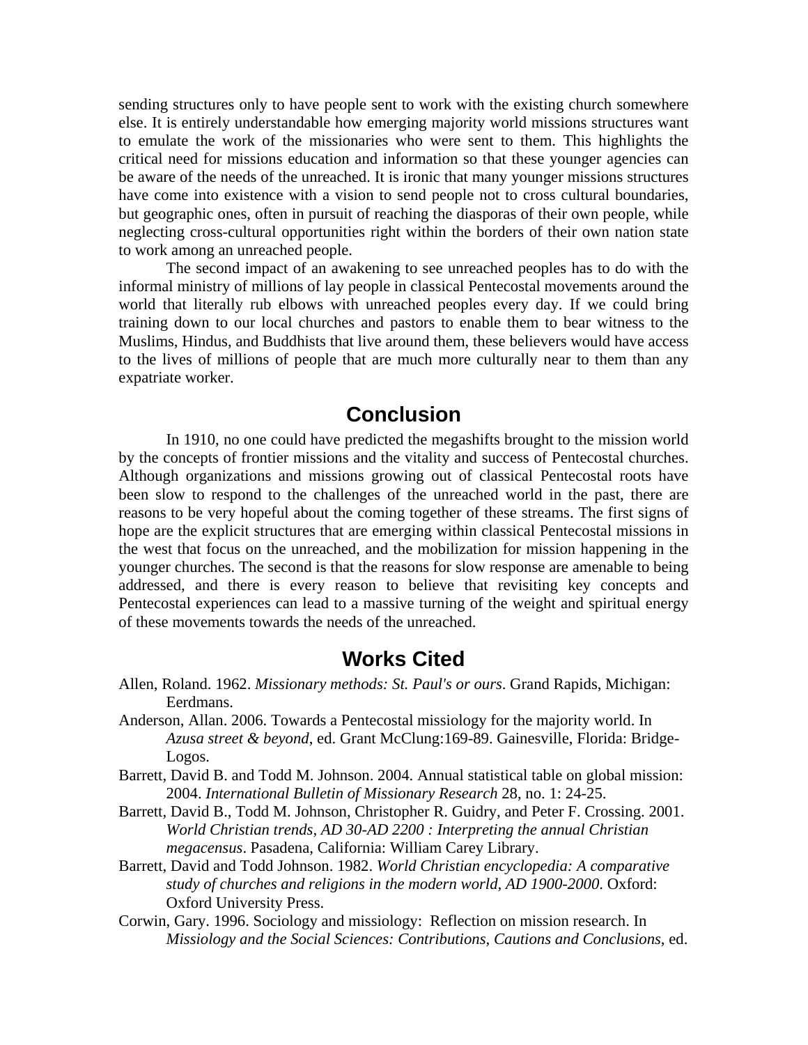sending structures only to have people sent to work with the existing church somewhere else. It is entirely understandable how emerging majority world missions structures want to emulate the work of the missionaries who were sent to them. This highlights the critical need for missions education and information so that these younger agencies can be aware of the needs of the unreached. It is ironic that many younger missions structures have come into existence with a vision to send people not to cross cultural boundaries, but geographic ones, often in pursuit of reaching the diasporas of their own people, while neglecting cross-cultural opportunities right within the borders of their own nation state to work among an unreached people.

The second impact of an awakening to see unreached peoples has to do with the informal ministry of millions of lay people in classical Pentecostal movements around the world that literally rub elbows with unreached peoples every day. If we could bring training down to our local churches and pastors to enable them to bear witness to the Muslims, Hindus, and Buddhists that live around them, these believers would have access to the lives of millions of people that are much more culturally near to them than any expatriate worker.

## Conclusion

In 1910, no one could have predicted the megashifts brought to the mission world by the concepts of frontier missions and the vitality and success of Pentecostal churches. Although organizations and missions growing out of classical Pentecostal roots have been slow to respond to the challenges of the unreached world in the past, there are reasons to be very hopeful about the coming together of these streams. The first signs of hope are the explicit structures that are emerging within classical Pentecostal missions in the west that focus on the unreached, and the mobilization for mission happening in the younger churches. The second is that the reasons for slow response are amenable to being addressed, and there is every reason to believe that revisiting key concepts and Pentecostal experiences can lead to a massive turning of the weight and spiritual energy of these movements towards the needs of the unreached.

## Works Cited

Allen, Roland. 1962. *Missionary methods: St. Paul's or ours*. Grand Rapids, Michigan: Eerdmans.

Anderson, Allan. 2006. Towards a Pentecostal missiology for the majority world. In *Azusa street & beyond*, ed. Grant McClung:169-89. Gainesville, Florida: Bridge-Logos.

Barrett, David B. and Todd M. Johnson. 2004. Annual statistical table on global mission: 2004. *International Bulletin of Missionary Research* 28, no. 1: 24-25.

Barrett, David B., Todd M. Johnson, Christopher R. Guidry, and Peter F. Crossing. 2001. *World Christian trends, AD 30-AD 2200 : Interpreting the annual Christian megacensus*. Pasadena, California: William Carey Library.

Barrett, David and Todd Johnson. 1982. *World Christian encyclopedia: A comparative study of churches and religions in the modern world, AD 1900-2000*. Oxford: Oxford University Press.

Corwin, Gary. 1996. Sociology and missiology: Reflection on mission research. In *Missiology and the Social Sciences: Contributions, Cautions and Conclusions*, ed.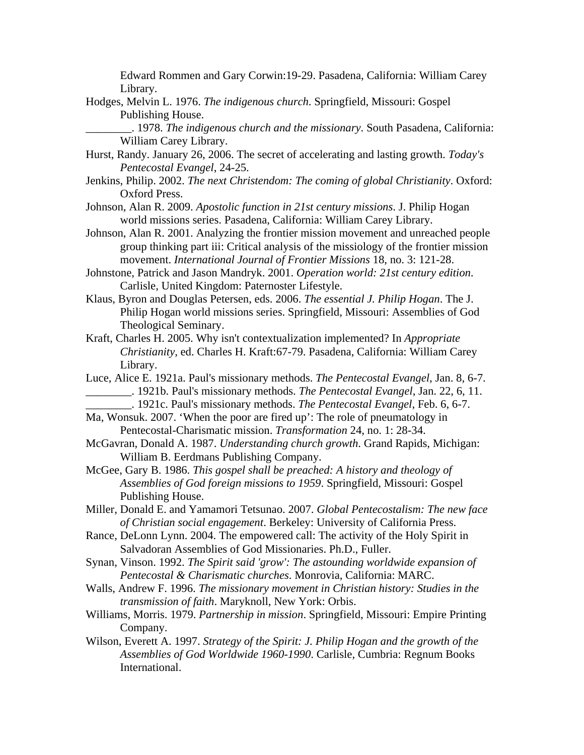Edward Rommen and Gary Corwin:19-29. Pasadena, California: William Carey Library.

Hodges, Melvin L. 1976. *The indigenous church*. Springfield, Missouri: Gospel Publishing House.

________. 1978. *The indigenous church and the missionary*. South Pasadena, California: William Carey Library.

Hurst, Randy. January 26, 2006. The secret of accelerating and lasting growth. *Today's Pentecostal Evangel*, 24-25.

Jenkins, Philip. 2002. *The next Christendom: The coming of global Christianity*. Oxford: Oxford Press.

Johnson, Alan R. 2009. *Apostolic function in 21st century missions*. J. Philip Hogan world missions series. Pasadena, California: William Carey Library.

Johnson, Alan R. 2001. Analyzing the frontier mission movement and unreached people group thinking part iii: Critical analysis of the missiology of the frontier mission movement. *International Journal of Frontier Missions* 18, no. 3: 121-28.

Johnstone, Patrick and Jason Mandryk. 2001. *Operation world: 21st century edition*. Carlisle, United Kingdom: Paternoster Lifestyle.

Klaus, Byron and Douglas Petersen, eds. 2006. *The essential J. Philip Hogan*. The J. Philip Hogan world missions series. Springfield, Missouri: Assemblies of God Theological Seminary.

Kraft, Charles H. 2005. Why isn't contextualization implemented? In *Appropriate Christianity*, ed. Charles H. Kraft:67-79. Pasadena, California: William Carey Library.

Luce, Alice E. 1921a. Paul's missionary methods. *The Pentecostal Evangel*, Jan. 8, 6-7.

________. 1921b. Paul's missionary methods. *The Pentecostal Evangel*, Jan. 22, 6, 11.

________. 1921c. Paul's missionary methods. *The Pentecostal Evangel*, Feb. 6, 6-7.

Ma, Wonsuk. 2007. 'When the poor are fired up': The role of pneumatology in Pentecostal-Charismatic mission. *Transformation* 24, no. 1: 28-34.

McGavran, Donald A. 1987. *Understanding church growth*. Grand Rapids, Michigan: William B. Eerdmans Publishing Company.

McGee, Gary B. 1986. *This gospel shall be preached: A history and theology of Assemblies of God foreign missions to 1959*. Springfield, Missouri: Gospel Publishing House.

Miller, Donald E. and Yamamori Tetsunao. 2007. *Global Pentecostalism: The new face of Christian social engagement*. Berkeley: University of California Press.

Rance, DeLonn Lynn. 2004. The empowered call: The activity of the Holy Spirit in Salvadoran Assemblies of God Missionaries. Ph.D., Fuller.

Synan, Vinson. 1992. *The Spirit said 'grow': The astounding worldwide expansion of Pentecostal & Charismatic churches*. Monrovia, California: MARC.

Walls, Andrew F. 1996. *The missionary movement in Christian history: Studies in the transmission of faith*. Maryknoll, New York: Orbis.

Williams, Morris. 1979. *Partnership in mission*. Springfield, Missouri: Empire Printing Company.

Wilson, Everett A. 1997. *Strategy of the Spirit: J. Philip Hogan and the growth of the Assemblies of God Worldwide 1960-1990*. Carlisle, Cumbria: Regnum Books International.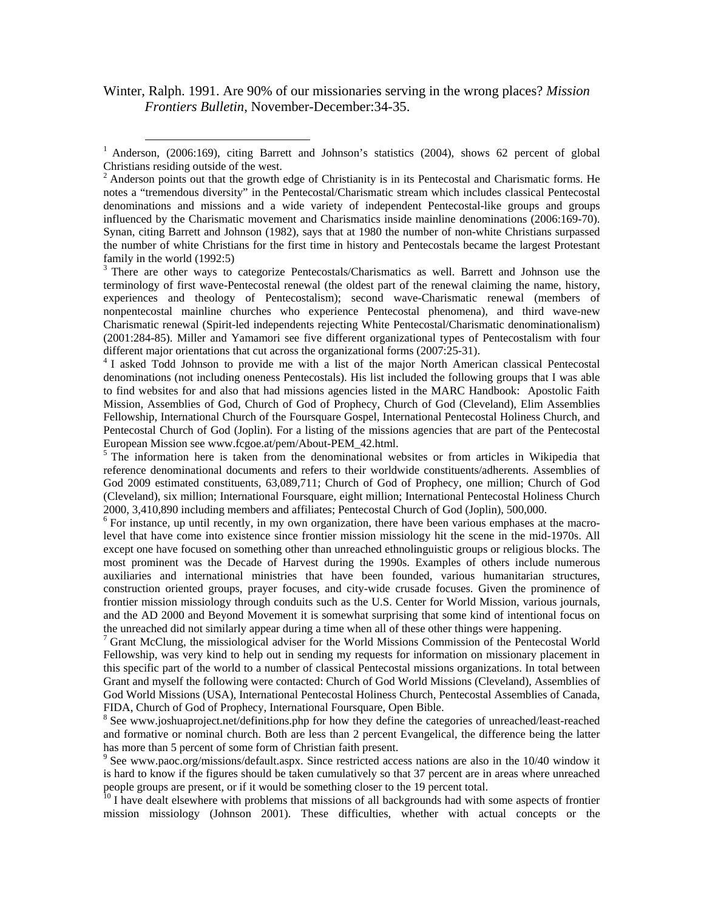Winter, Ralph. 1991. Are 90% of our missionaries serving in the wrong places? *Mission Frontiers Bulletin*, November-December:34-35.

---

[1] Anderson, (2006:169), citing Barrett and Johnson's statistics (2004), shows 62 percent of global Christians residing outside of the west.

[2] Anderson points out that the growth edge of Christianity is in its Pentecostal and Charismatic forms. He notes a "tremendous diversity" in the Pentecostal/Charismatic stream which includes classical Pentecostal denominations and missions and a wide variety of independent Pentecostal-like groups and groups influenced by the Charismatic movement and Charismatics inside mainline denominations (2006:169-70). Synan, citing Barrett and Johnson (1982), says that at 1980 the number of non-white Christians surpassed the number of white Christians for the first time in history and Pentecostals became the largest Protestant family in the world (1992:5)

[3] There are other ways to categorize Pentecostals/Charismatics as well. Barrett and Johnson use the terminology of first wave-Pentecostal renewal (the oldest part of the renewal claiming the name, history, experiences and theology of Pentecostalism); second wave-Charismatic renewal (members of nonpentecostal mainline churches who experience Pentecostal phenomena), and third wave-new Charismatic renewal (Spirit-led independents rejecting White Pentecostal/Charismatic denominationalism) (2001:284-85). Miller and Yamamori see five different organizational types of Pentecostalism with four different major orientations that cut across the organizational forms (2007:25-31).

[4] I asked Todd Johnson to provide me with a list of the major North American classical Pentecostal denominations (not including oneness Pentecostals). His list included the following groups that I was able to find websites for and also that had missions agencies listed in the MARC Handbook: Apostolic Faith Mission, Assemblies of God, Church of God of Prophecy, Church of God (Cleveland), Elim Assemblies Fellowship, International Church of the Foursquare Gospel, International Pentecostal Holiness Church, and Pentecostal Church of God (Joplin). For a listing of the missions agencies that are part of the Pentecostal European Mission see www.fcgoe.at/pem/About-PEM_42.html.

[5] The information here is taken from the denominational websites or from articles in Wikipedia that reference denominational documents and refers to their worldwide constituents/adherents. Assemblies of God 2009 estimated constituents, 63,089,711; Church of God of Prophecy, one million; Church of God (Cleveland), six million; International Foursquare, eight million; International Pentecostal Holiness Church 2000, 3,410,890 including members and affiliates; Pentecostal Church of God (Joplin), 500,000.

[6] For instance, up until recently, in my own organization, there have been various emphases at the macro-level that have come into existence since frontier mission missiology hit the scene in the mid-1970s. All except one have focused on something other than unreached ethnolinguistic groups or religious blocks. The most prominent was the Decade of Harvest during the 1990s. Examples of others include numerous auxiliaries and international ministries that have been founded, various humanitarian structures, construction oriented groups, prayer focuses, and city-wide crusade focuses. Given the prominence of frontier mission missiology through conduits such as the U.S. Center for World Mission, various journals, and the AD 2000 and Beyond Movement it is somewhat surprising that some kind of intentional focus on the unreached did not similarly appear during a time when all of these other things were happening.

[7] Grant McClung, the missiological adviser for the World Missions Commission of the Pentecostal World Fellowship, was very kind to help out in sending my requests for information on missionary placement in this specific part of the world to a number of classical Pentecostal missions organizations. In total between Grant and myself the following were contacted: Church of God World Missions (Cleveland), Assemblies of God World Missions (USA), International Pentecostal Holiness Church, Pentecostal Assemblies of Canada, FIDA, Church of God of Prophecy, International Foursquare, Open Bible.

[8] See www.joshuaproject.net/definitions.php for how they define the categories of unreached/least-reached and formative or nominal church. Both are less than 2 percent Evangelical, the difference being the latter has more than 5 percent of some form of Christian faith present.

[9] See www.paoc.org/missions/default.aspx. Since restricted access nations are also in the 10/40 window it is hard to know if the figures should be taken cumulatively so that 37 percent are in areas where unreached people groups are present, or if it would be something closer to the 19 percent total.

[10] I have dealt elsewhere with problems that missions of all backgrounds had with some aspects of frontier mission missiology (Johnson 2001). These difficulties, whether with actual concepts or the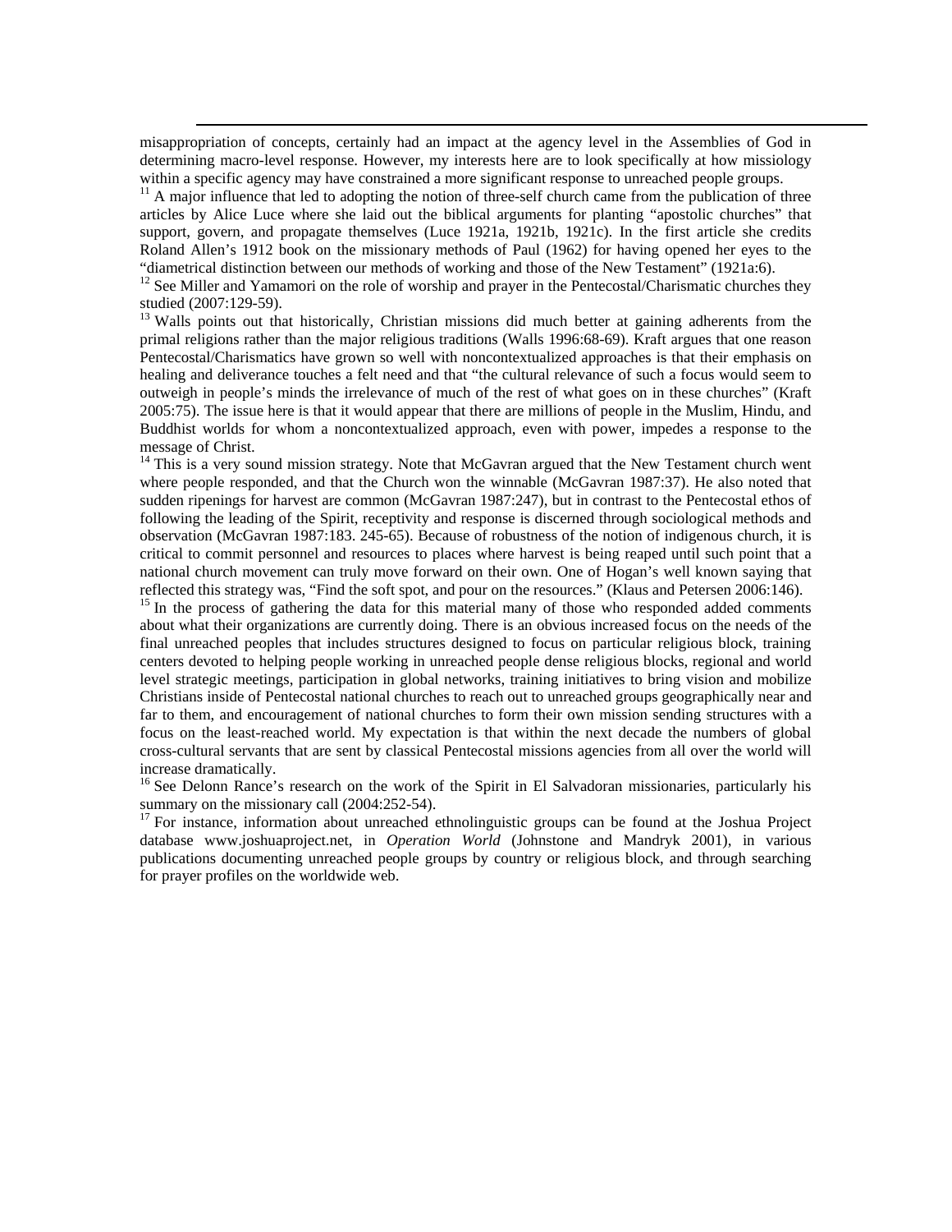misappropriation of concepts, certainly had an impact at the agency level in the Assemblies of God in determining macro-level response. However, my interests here are to look specifically at how missiology within a specific agency may have constrained a more significant response to unreached people groups.

[11] A major influence that led to adopting the notion of three-self church came from the publication of three articles by Alice Luce where she laid out the biblical arguments for planting "apostolic churches" that support, govern, and propagate themselves (Luce 1921a, 1921b, 1921c). In the first article she credits Roland Allen's 1912 book on the missionary methods of Paul (1962) for having opened her eyes to the "diametrical distinction between our methods of working and those of the New Testament" (1921a:6).

[12] See Miller and Yamamori on the role of worship and prayer in the Pentecostal/Charismatic churches they studied (2007:129-59).

[13] Walls points out that historically, Christian missions did much better at gaining adherents from the primal religions rather than the major religious traditions (Walls 1996:68-69). Kraft argues that one reason Pentecostal/Charismatics have grown so well with noncontextualized approaches is that their emphasis on healing and deliverance touches a felt need and that "the cultural relevance of such a focus would seem to outweigh in people's minds the irrelevance of much of the rest of what goes on in these churches" (Kraft 2005:75). The issue here is that it would appear that there are millions of people in the Muslim, Hindu, and Buddhist worlds for whom a noncontextualized approach, even with power, impedes a response to the message of Christ.

[14] This is a very sound mission strategy. Note that McGavran argued that the New Testament church went where people responded, and that the Church won the winnable (McGavran 1987:37). He also noted that sudden ripenings for harvest are common (McGavran 1987:247), but in contrast to the Pentecostal ethos of following the leading of the Spirit, receptivity and response is discerned through sociological methods and observation (McGavran 1987:183. 245-65). Because of robustness of the notion of indigenous church, it is critical to commit personnel and resources to places where harvest is being reaped until such point that a national church movement can truly move forward on their own. One of Hogan's well known saying that reflected this strategy was, "Find the soft spot, and pour on the resources." (Klaus and Petersen 2006:146).

[15] In the process of gathering the data for this material many of those who responded added comments about what their organizations are currently doing. There is an obvious increased focus on the needs of the final unreached peoples that includes structures designed to focus on particular religious block, training centers devoted to helping people working in unreached people dense religious blocks, regional and world level strategic meetings, participation in global networks, training initiatives to bring vision and mobilize Christians inside of Pentecostal national churches to reach out to unreached groups geographically near and far to them, and encouragement of national churches to form their own mission sending structures with a focus on the least-reached world. My expectation is that within the next decade the numbers of global cross-cultural servants that are sent by classical Pentecostal missions agencies from all over the world will increase dramatically.

[16] See Delonn Rance's research on the work of the Spirit in El Salvadoran missionaries, particularly his summary on the missionary call (2004:252-54).

[17] For instance, information about unreached ethnolinguistic groups can be found at the Joshua Project database www.joshuaproject.net, in *Operation World* (Johnstone and Mandryk 2001), in various publications documenting unreached people groups by country or religious block, and through searching for prayer profiles on the worldwide web.